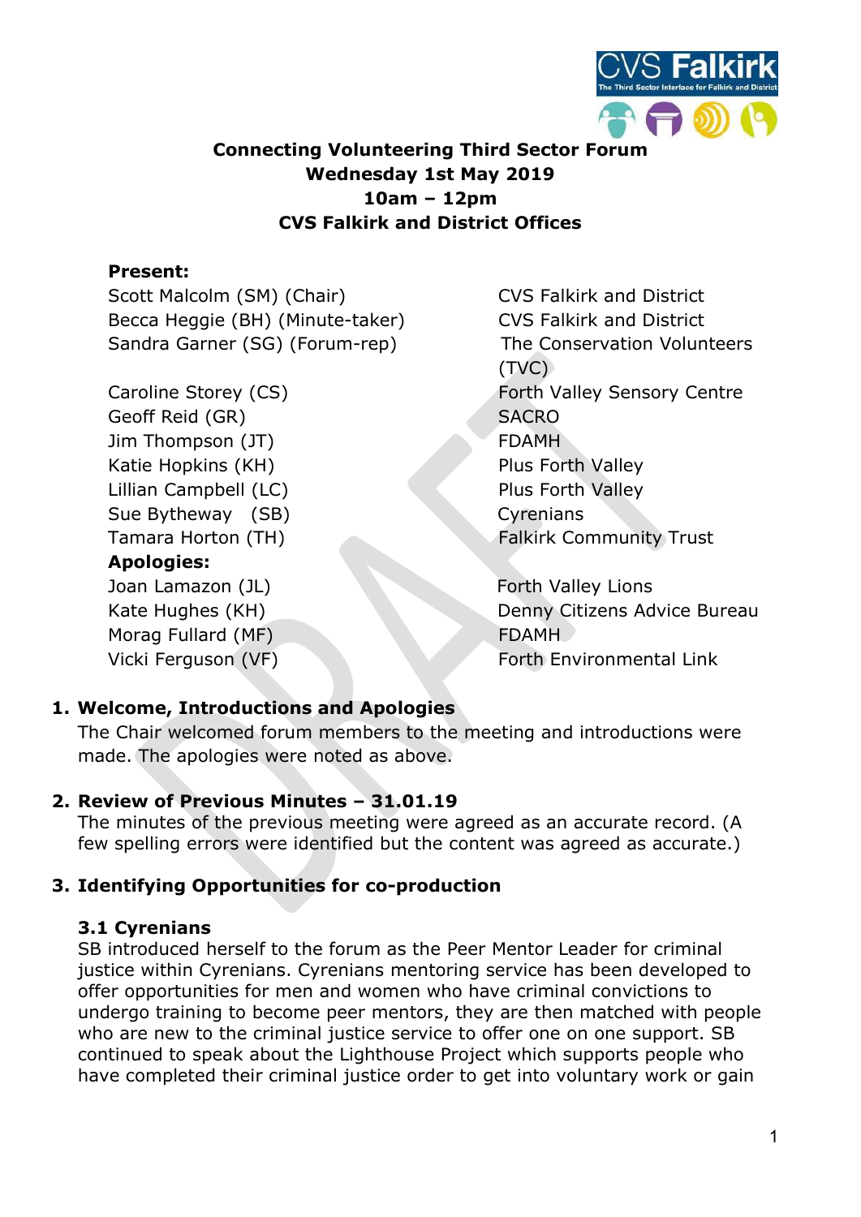# Connecting Volunteering Third Sector Forum
**Wednesday 1st May 2019**
**10am – 12pm**
**CVS Falkirk and District Offices**

**Present:**

| | |
|---|---|
| Scott Malcolm (SM) (Chair) | CVS Falkirk and District |
| Becca Heggie (BH) (Minute-taker) | CVS Falkirk and District |
| Sandra Garner (SG) (Forum-rep) | The Conservation Volunteers (TVC) |
| Caroline Storey (CS) | Forth Valley Sensory Centre |
| Geoff Reid (GR) | SACRO |
| Jim Thompson (JT) | FDAMH |
| Katie Hopkins (KH) | Plus Forth Valley |
| Lillian Campbell (LC) | Plus Forth Valley |
| Sue Bytheway (SB) | Cyrenians |
| Tamara Horton (TH) | Falkirk Community Trust |

**Apologies:**

| | |
|---|---|
| Joan Lamazon (JL) | Forth Valley Lions |
| Kate Hughes (KH) | Denny Citizens Advice Bureau |
| Morag Fullard (MF) | FDAMH |
| Vicki Ferguson (VF) | Forth Environmental Link |

## 1. Welcome, Introductions and Apologies

The Chair welcomed forum members to the meeting and introductions were made. The apologies were noted as above.

## 2. Review of Previous Minutes – 31.01.19

The minutes of the previous meeting were agreed as an accurate record. (A few spelling errors were identified but the content was agreed as accurate.)

## 3. Identifying Opportunities for co-production

### 3.1 Cyrenians

SB introduced herself to the forum as the Peer Mentor Leader for criminal justice within Cyrenians. Cyrenians mentoring service has been developed to offer opportunities for men and women who have criminal convictions to undergo training to become peer mentors, they are then matched with people who are new to the criminal justice service to offer one on one support. SB continued to speak about the Lighthouse Project which supports people who have completed their criminal justice order to get into voluntary work or gain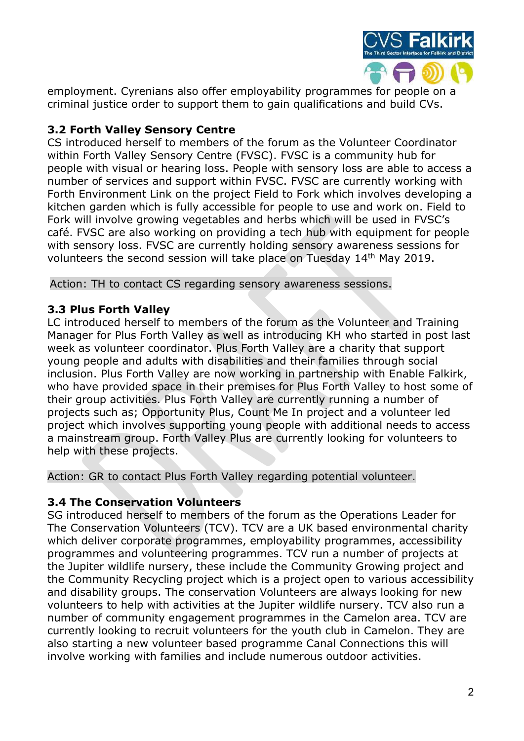employment. Cyrenians also offer employability programmes for people on a criminal justice order to support them to gain qualifications and build CVs.

### 3.2 Forth Valley Sensory Centre

CS introduced herself to members of the forum as the Volunteer Coordinator within Forth Valley Sensory Centre (FVSC). FVSC is a community hub for people with visual or hearing loss. People with sensory loss are able to access a number of services and support within FVSC. FVSC are currently working with Forth Environment Link on the project Field to Fork which involves developing a kitchen garden which is fully accessible for people to use and work on. Field to Fork will involve growing vegetables and herbs which will be used in FVSC's café. FVSC are also working on providing a tech hub with equipment for people with sensory loss. FVSC are currently holding sensory awareness sessions for volunteers the second session will take place on Tuesday 14th May 2019.

Action: TH to contact CS regarding sensory awareness sessions.

### 3.3 Plus Forth Valley

LC introduced herself to members of the forum as the Volunteer and Training Manager for Plus Forth Valley as well as introducing KH who started in post last week as volunteer coordinator. Plus Forth Valley are a charity that support young people and adults with disabilities and their families through social inclusion. Plus Forth Valley are now working in partnership with Enable Falkirk, who have provided space in their premises for Plus Forth Valley to host some of their group activities. Plus Forth Valley are currently running a number of projects such as; Opportunity Plus, Count Me In project and a volunteer led project which involves supporting young people with additional needs to access a mainstream group. Forth Valley Plus are currently looking for volunteers to help with these projects.

Action: GR to contact Plus Forth Valley regarding potential volunteer.

### 3.4 The Conservation Volunteers

SG introduced herself to members of the forum as the Operations Leader for The Conservation Volunteers (TCV). TCV are a UK based environmental charity which deliver corporate programmes, employability programmes, accessibility programmes and volunteering programmes. TCV run a number of projects at the Jupiter wildlife nursery, these include the Community Growing project and the Community Recycling project which is a project open to various accessibility and disability groups. The conservation Volunteers are always looking for new volunteers to help with activities at the Jupiter wildlife nursery. TCV also run a number of community engagement programmes in the Camelon area. TCV are currently looking to recruit volunteers for the youth club in Camelon. They are also starting a new volunteer based programme Canal Connections this will involve working with families and include numerous outdoor activities.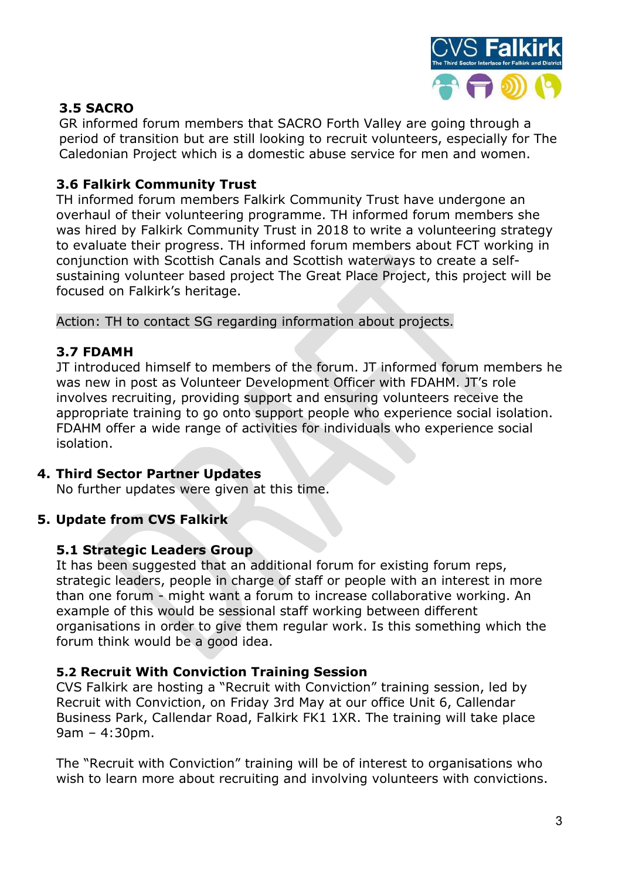### 3.5 SACRO

GR informed forum members that SACRO Forth Valley are going through a period of transition but are still looking to recruit volunteers, especially for The Caledonian Project which is a domestic abuse service for men and women.

### 3.6 Falkirk Community Trust

TH informed forum members Falkirk Community Trust have undergone an overhaul of their volunteering programme. TH informed forum members she was hired by Falkirk Community Trust in 2018 to write a volunteering strategy to evaluate their progress. TH informed forum members about FCT working in conjunction with Scottish Canals and Scottish waterways to create a self-sustaining volunteer based project The Great Place Project, this project will be focused on Falkirk's heritage.

Action: TH to contact SG regarding information about projects.

### 3.7 FDAMH

JT introduced himself to members of the forum. JT informed forum members he was new in post as Volunteer Development Officer with FDAHM. JT's role involves recruiting, providing support and ensuring volunteers receive the appropriate training to go onto support people who experience social isolation. FDAHM offer a wide range of activities for individuals who experience social isolation.

## 4. Third Sector Partner Updates

No further updates were given at this time.

## 5. Update from CVS Falkirk

### 5.1 Strategic Leaders Group

It has been suggested that an additional forum for existing forum reps, strategic leaders, people in charge of staff or people with an interest in more than one forum - might want a forum to increase collaborative working. An example of this would be sessional staff working between different organisations in order to give them regular work. Is this something which the forum think would be a good idea.

### 5.2 Recruit With Conviction Training Session

CVS Falkirk are hosting a "Recruit with Conviction" training session, led by Recruit with Conviction, on Friday 3rd May at our office Unit 6, Callendar Business Park, Callendar Road, Falkirk FK1 1XR. The training will take place 9am – 4:30pm.

The "Recruit with Conviction" training will be of interest to organisations who wish to learn more about recruiting and involving volunteers with convictions.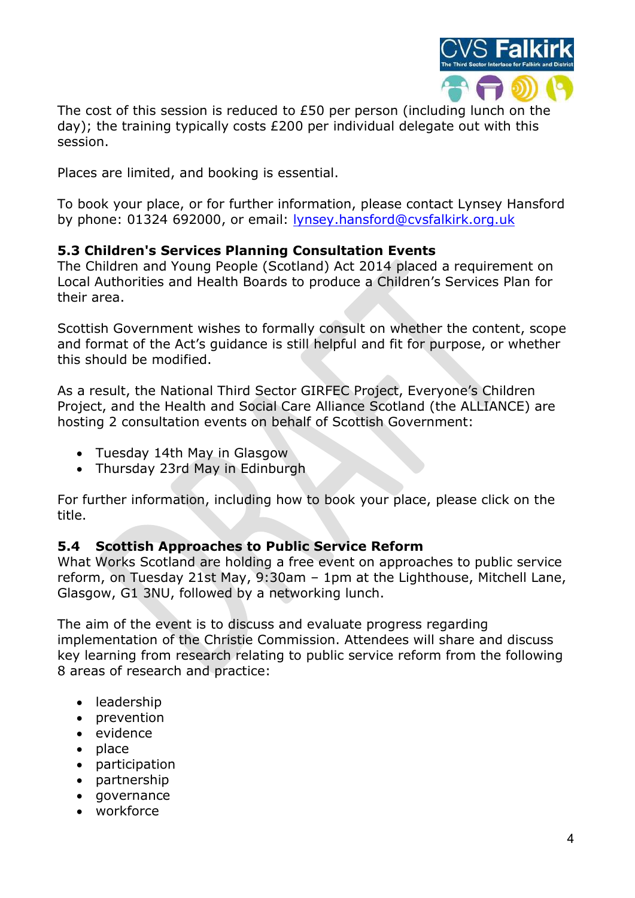The cost of this session is reduced to £50 per person (including lunch on the day); the training typically costs £200 per individual delegate out with this session.

Places are limited, and booking is essential.

To book your place, or for further information, please contact Lynsey Hansford by phone: 01324 692000, or email: lynsey.hansford@cvsfalkirk.org.uk

### 5.3 Children's Services Planning Consultation Events

The Children and Young People (Scotland) Act 2014 placed a requirement on Local Authorities and Health Boards to produce a Children's Services Plan for their area.

Scottish Government wishes to formally consult on whether the content, scope and format of the Act's guidance is still helpful and fit for purpose, or whether this should be modified.

As a result, the National Third Sector GIRFEC Project, Everyone's Children Project, and the Health and Social Care Alliance Scotland (the ALLIANCE) are hosting 2 consultation events on behalf of Scottish Government:

- Tuesday 14th May in Glasgow
- Thursday 23rd May in Edinburgh

For further information, including how to book your place, please click on the title.

### 5.4 Scottish Approaches to Public Service Reform

What Works Scotland are holding a free event on approaches to public service reform, on Tuesday 21st May, 9:30am – 1pm at the Lighthouse, Mitchell Lane, Glasgow, G1 3NU, followed by a networking lunch.

The aim of the event is to discuss and evaluate progress regarding implementation of the Christie Commission. Attendees will share and discuss key learning from research relating to public service reform from the following 8 areas of research and practice:

- leadership
- prevention
- evidence
- place
- participation
- partnership
- governance
- workforce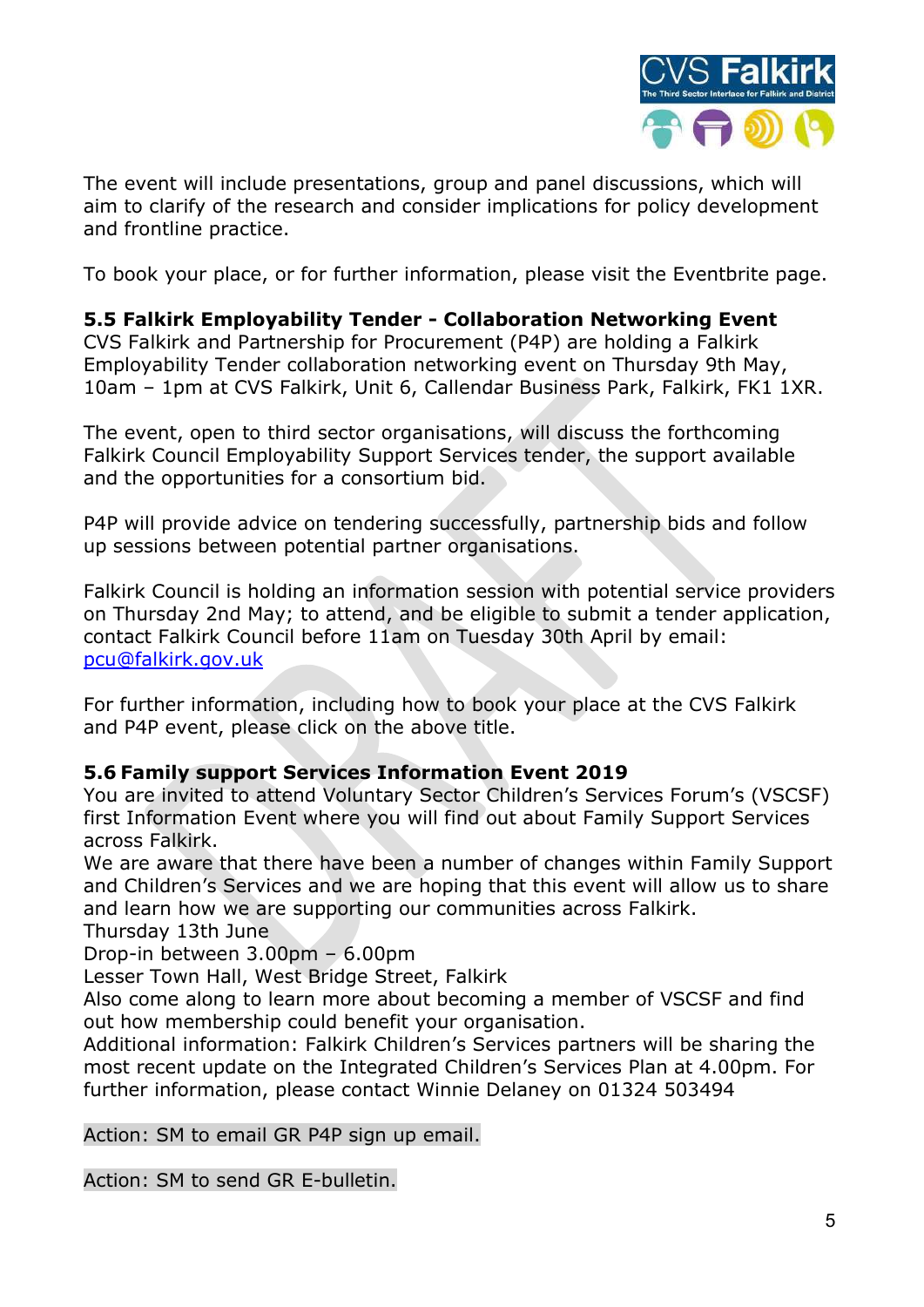The event will include presentations, group and panel discussions, which will aim to clarify of the research and consider implications for policy development and frontline practice.

To book your place, or for further information, please visit the Eventbrite page.

**5.5 Falkirk Employability Tender - Collaboration Networking Event**
CVS Falkirk and Partnership for Procurement (P4P) are holding a Falkirk Employability Tender collaboration networking event on Thursday 9th May, 10am – 1pm at CVS Falkirk, Unit 6, Callendar Business Park, Falkirk, FK1 1XR.

The event, open to third sector organisations, will discuss the forthcoming Falkirk Council Employability Support Services tender, the support available and the opportunities for a consortium bid.

P4P will provide advice on tendering successfully, partnership bids and follow up sessions between potential partner organisations.

Falkirk Council is holding an information session with potential service providers on Thursday 2nd May; to attend, and be eligible to submit a tender application, contact Falkirk Council before 11am on Tuesday 30th April by email: [pcu@falkirk.gov.uk](mailto:pcu@falkirk.gov.uk)

For further information, including how to book your place at the CVS Falkirk and P4P event, please click on the above title.

**5.6 Family support Services Information Event 2019**
You are invited to attend Voluntary Sector Children's Services Forum's (VSCSF) first Information Event where you will find out about Family Support Services across Falkirk.
We are aware that there have been a number of changes within Family Support and Children's Services and we are hoping that this event will allow us to share and learn how we are supporting our communities across Falkirk.
Thursday 13th June
Drop-in between 3.00pm – 6.00pm
Lesser Town Hall, West Bridge Street, Falkirk
Also come along to learn more about becoming a member of VSCSF and find out how membership could benefit your organisation.
Additional information: Falkirk Children's Services partners will be sharing the most recent update on the Integrated Children's Services Plan at 4.00pm. For further information, please contact Winnie Delaney on 01324 503494

Action: SM to email GR P4P sign up email.

Action: SM to send GR E-bulletin.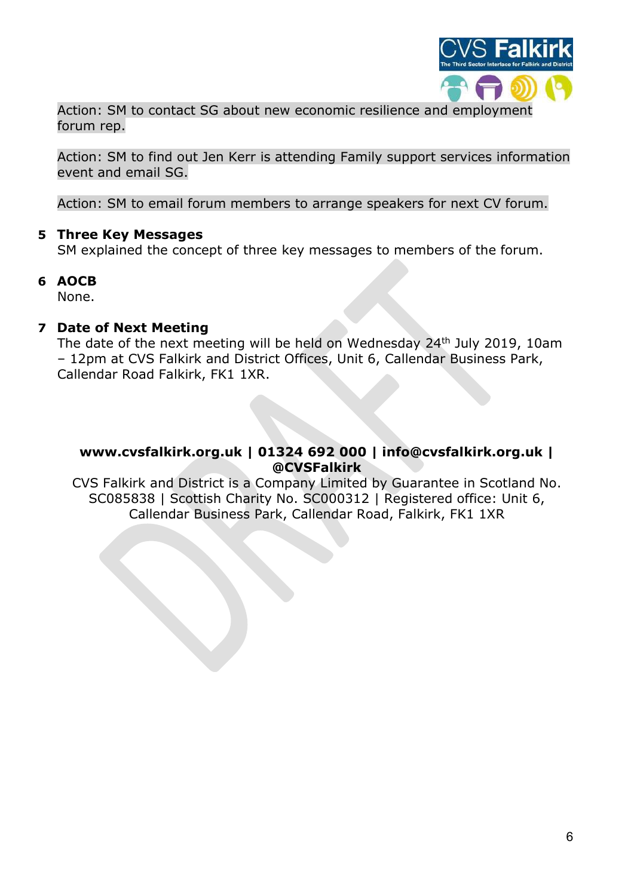Action: SM to contact SG about new economic resilience and employment forum rep.

Action: SM to find out Jen Kerr is attending Family support services information event and email SG.

Action: SM to email forum members to arrange speakers for next CV forum.

## 5 Three Key Messages

SM explained the concept of three key messages to members of the forum.

## 6 AOCB

None.

## 7 Date of Next Meeting

The date of the next meeting will be held on Wednesday 24th July 2019, 10am – 12pm at CVS Falkirk and District Offices, Unit 6, Callendar Business Park, Callendar Road Falkirk, FK1 1XR.

**www.cvsfalkirk.org.uk | 01324 692 000 | info@cvsfalkirk.org.uk | @CVSFalkirk**

CVS Falkirk and District is a Company Limited by Guarantee in Scotland No. SC085838 | Scottish Charity No. SC000312 | Registered office: Unit 6, Callendar Business Park, Callendar Road, Falkirk, FK1 1XR